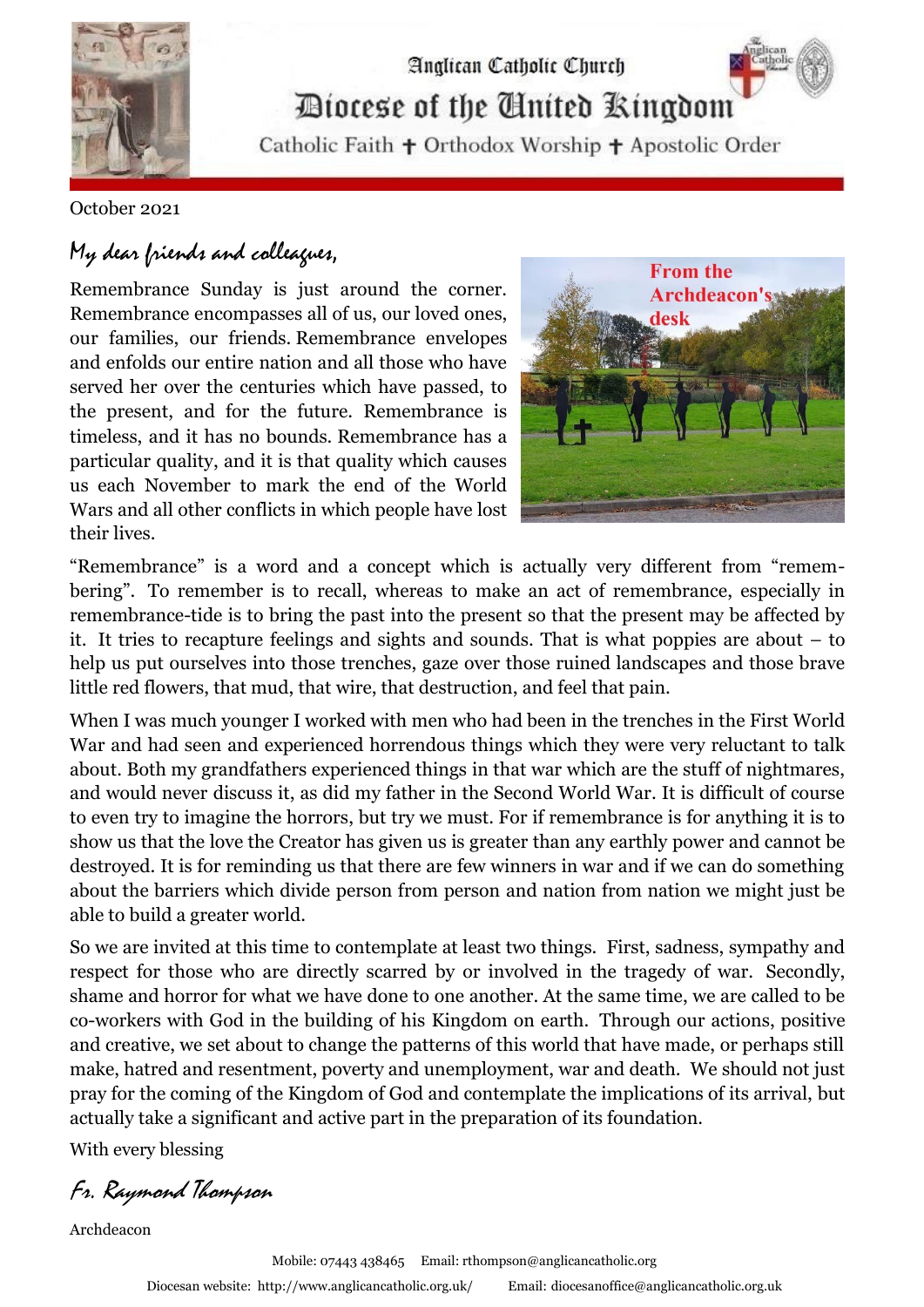# Anglican Catholic Church

## Diocese of the United Kingdom

Catholic Faith ✝ Orthodox Worship ✝ Apostolic Order

October 2021

*My dear friends and colleagues,*

**From the Archdeacon's desk**

Remembrance Sunday is just around the corner. Remembrance encompasses all of us, our loved ones, our families, our friends. Remembrance envelopes and enfolds our entire nation and all those who have served her over the centuries which have passed, to the present, and for the future. Remembrance is timeless, and it has no bounds. Remembrance has a particular quality, and it is that quality which causes us each November to mark the end of the World Wars and all other conflicts in which people have lost their lives.

"Remembrance" is a word and a concept which is actually very different from "remembering". To remember is to recall, whereas to make an act of remembrance, especially in remembrance-tide is to bring the past into the present so that the present may be affected by it. It tries to recapture feelings and sights and sounds. That is what poppies are about – to help us put ourselves into those trenches, gaze over those ruined landscapes and those brave little red flowers, that mud, that wire, that destruction, and feel that pain.

When I was much younger I worked with men who had been in the trenches in the First World War and had seen and experienced horrendous things which they were very reluctant to talk about. Both my grandfathers experienced things in that war which are the stuff of nightmares, and would never discuss it, as did my father in the Second World War. It is difficult of course to even try to imagine the horrors, but try we must. For if remembrance is for anything it is to show us that the love the Creator has given us is greater than any earthly power and cannot be destroyed. It is for reminding us that there are few winners in war and if we can do something about the barriers which divide person from person and nation from nation we might just be able to build a greater world.

So we are invited at this time to contemplate at least two things. First, sadness, sympathy and respect for those who are directly scarred by or involved in the tragedy of war. Secondly, shame and horror for what we have done to one another. At the same time, we are called to be co-workers with God in the building of his Kingdom on earth. Through our actions, positive and creative, we set about to change the patterns of this world that have made, or perhaps still make, hatred and resentment, poverty and unemployment, war and death. We should not just pray for the coming of the Kingdom of God and contemplate the implications of its arrival, but actually take a significant and active part in the preparation of its foundation.

With every blessing

*Fr. Raymond Thompson*

Archdeacon

Mobile: 07443 438465 Email: rthompson@anglicancatholic.org

Diocesan website: http://www.anglicancatholic.org.uk/ Email: diocesanoffice@anglicancatholic.org.uk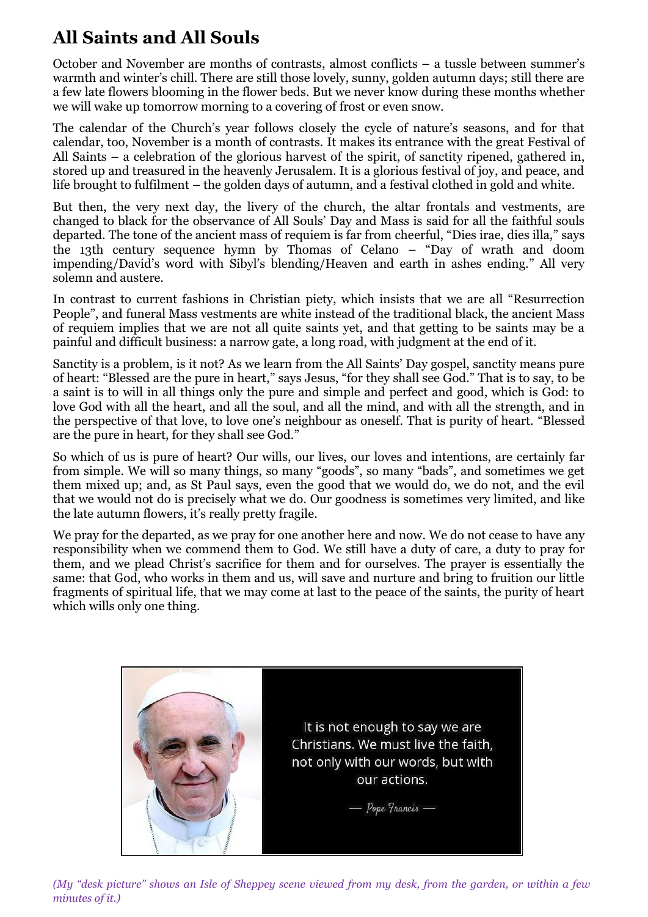# All Saints and All Souls

October and November are months of contrasts, almost conflicts – a tussle between summer's warmth and winter's chill. There are still those lovely, sunny, golden autumn days; still there are a few late flowers blooming in the flower beds. But we never know during these months whether we will wake up tomorrow morning to a covering of frost or even snow.

The calendar of the Church's year follows closely the cycle of nature's seasons, and for that calendar, too, November is a month of contrasts. It makes its entrance with the great Festival of All Saints – a celebration of the glorious harvest of the spirit, of sanctity ripened, gathered in, stored up and treasured in the heavenly Jerusalem. It is a glorious festival of joy, and peace, and life brought to fulfilment – the golden days of autumn, and a festival clothed in gold and white.

But then, the very next day, the livery of the church, the altar frontals and vestments, are changed to black for the observance of All Souls' Day and Mass is said for all the faithful souls departed. The tone of the ancient mass of requiem is far from cheerful, "Dies irae, dies illa," says the 13th century sequence hymn by Thomas of Celano – "Day of wrath and doom impending/David's word with Sibyl's blending/Heaven and earth in ashes ending." All very solemn and austere.

In contrast to current fashions in Christian piety, which insists that we are all "Resurrection People", and funeral Mass vestments are white instead of the traditional black, the ancient Mass of requiem implies that we are not all quite saints yet, and that getting to be saints may be a painful and difficult business: a narrow gate, a long road, with judgment at the end of it.

Sanctity is a problem, is it not? As we learn from the All Saints' Day gospel, sanctity means pure of heart: "Blessed are the pure in heart," says Jesus, "for they shall see God." That is to say, to be a saint is to will in all things only the pure and simple and perfect and good, which is God: to love God with all the heart, and all the soul, and all the mind, and with all the strength, and in the perspective of that love, to love one's neighbour as oneself. That is purity of heart. "Blessed are the pure in heart, for they shall see God."

So which of us is pure of heart? Our wills, our lives, our loves and intentions, are certainly far from simple. We will so many things, so many "goods", so many "bads", and sometimes we get them mixed up; and, as St Paul says, even the good that we would do, we do not, and the evil that we would not do is precisely what we do. Our goodness is sometimes very limited, and like the late autumn flowers, it's really pretty fragile.

We pray for the departed, as we pray for one another here and now. We do not cease to have any responsibility when we commend them to God. We still have a duty of care, a duty to pray for them, and we plead Christ's sacrifice for them and for ourselves. The prayer is essentially the same: that God, who works in them and us, will save and nurture and bring to fruition our little fragments of spiritual life, that we may come at last to the peace of the saints, the purity of heart which wills only one thing.

It is not enough to say we are Christians. We must live the faith, not only with our words, but with our actions.

— Pope Francis —

*(My "desk picture" shows an Isle of Sheppey scene viewed from my desk, from the garden, or within a few minutes of it.)*